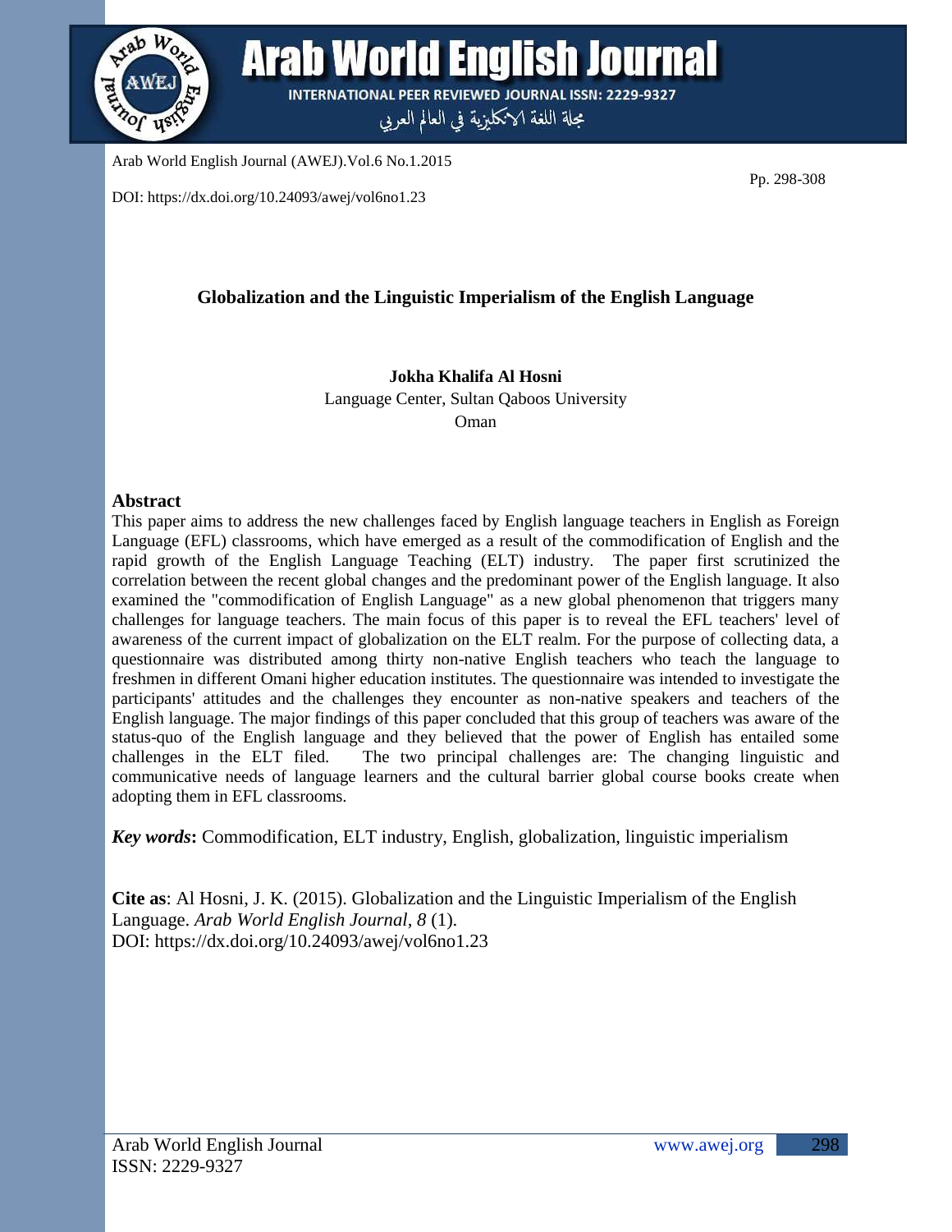Arab World English Journal (AWEJ).Vol.6 No.1.2015

Pp. 298-308

DOI: https://dx.doi.org/10.24093/awej/vol6no1.23

# Globalization and the Linguistic Imperialism of the English Language

**Jokha Khalifa Al Hosni**
Language Center, Sultan Qaboos University
Oman

## Abstract

This paper aims to address the new challenges faced by English language teachers in English as Foreign Language (EFL) classrooms, which have emerged as a result of the commodification of English and the rapid growth of the English Language Teaching (ELT) industry. The paper first scrutinized the correlation between the recent global changes and the predominant power of the English language. It also examined the "commodification of English Language" as a new global phenomenon that triggers many challenges for language teachers. The main focus of this paper is to reveal the EFL teachers' level of awareness of the current impact of globalization on the ELT realm. For the purpose of collecting data, a questionnaire was distributed among thirty non-native English teachers who teach the language to freshmen in different Omani higher education institutes. The questionnaire was intended to investigate the participants' attitudes and the challenges they encounter as non-native speakers and teachers of the English language. The major findings of this paper concluded that this group of teachers was aware of the status-quo of the English language and they believed that the power of English has entailed some challenges in the ELT filed. The two principal challenges are: The changing linguistic and communicative needs of language learners and the cultural barrier global course books create when adopting them in EFL classrooms.

***Key words*:** Commodification, ELT industry, English, globalization, linguistic imperialism

**Cite as**: Al Hosni, J. K. (2015). Globalization and the Linguistic Imperialism of the English Language. *Arab World English Journal*, *8* (1).
DOI: https://dx.doi.org/10.24093/awej/vol6no1.23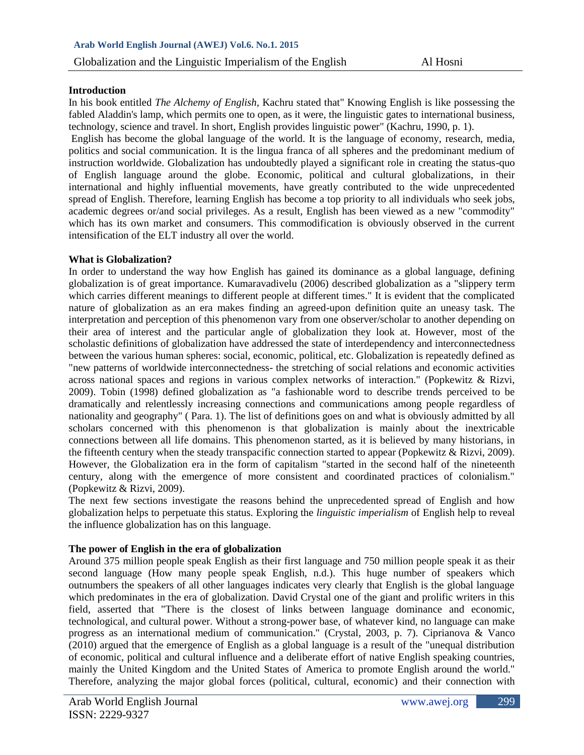## Introduction

In his book entitled *The Alchemy of English*, Kachru stated that" Knowing English is like possessing the fabled Aladdin's lamp, which permits one to open, as it were, the linguistic gates to international business, technology, science and travel. In short, English provides linguistic power" (Kachru, 1990, p. 1).

English has become the global language of the world. It is the language of economy, research, media, politics and social communication. It is the lingua franca of all spheres and the predominant medium of instruction worldwide. Globalization has undoubtedly played a significant role in creating the status-quo of English language around the globe. Economic, political and cultural globalizations, in their international and highly influential movements, have greatly contributed to the wide unprecedented spread of English. Therefore, learning English has become a top priority to all individuals who seek jobs, academic degrees or/and social privileges. As a result, English has been viewed as a new "commodity" which has its own market and consumers. This commodification is obviously observed in the current intensification of the ELT industry all over the world.

## What is Globalization?

In order to understand the way how English has gained its dominance as a global language, defining globalization is of great importance. Kumaravadivelu (2006) described globalization as a "slippery term which carries different meanings to different people at different times." It is evident that the complicated nature of globalization as an era makes finding an agreed-upon definition quite an uneasy task. The interpretation and perception of this phenomenon vary from one observer/scholar to another depending on their area of interest and the particular angle of globalization they look at. However, most of the scholastic definitions of globalization have addressed the state of interdependency and interconnectedness between the various human spheres: social, economic, political, etc. Globalization is repeatedly defined as "new patterns of worldwide interconnectedness- the stretching of social relations and economic activities across national spaces and regions in various complex networks of interaction." (Popkewitz & Rizvi, 2009). Tobin (1998) defined globalization as "a fashionable word to describe trends perceived to be dramatically and relentlessly increasing connections and communications among people regardless of nationality and geography" ( Para. 1). The list of definitions goes on and what is obviously admitted by all scholars concerned with this phenomenon is that globalization is mainly about the inextricable connections between all life domains. This phenomenon started, as it is believed by many historians, in the fifteenth century when the steady transpacific connection started to appear (Popkewitz & Rizvi, 2009). However, the Globalization era in the form of capitalism "started in the second half of the nineteenth century, along with the emergence of more consistent and coordinated practices of colonialism." (Popkewitz & Rizvi, 2009).

The next few sections investigate the reasons behind the unprecedented spread of English and how globalization helps to perpetuate this status. Exploring the *linguistic imperialism* of English help to reveal the influence globalization has on this language.

## The power of English in the era of globalization

Around 375 million people speak English as their first language and 750 million people speak it as their second language (How many people speak English, n.d.). This huge number of speakers which outnumbers the speakers of all other languages indicates very clearly that English is the global language which predominates in the era of globalization. David Crystal one of the giant and prolific writers in this field, asserted that "There is the closest of links between language dominance and economic, technological, and cultural power. Without a strong-power base, of whatever kind, no language can make progress as an international medium of communication." (Crystal, 2003, p. 7). Ciprianova & Vanco (2010) argued that the emergence of English as a global language is a result of the "unequal distribution of economic, political and cultural influence and a deliberate effort of native English speaking countries, mainly the United Kingdom and the United States of America to promote English around the world." Therefore, analyzing the major global forces (political, cultural, economic) and their connection with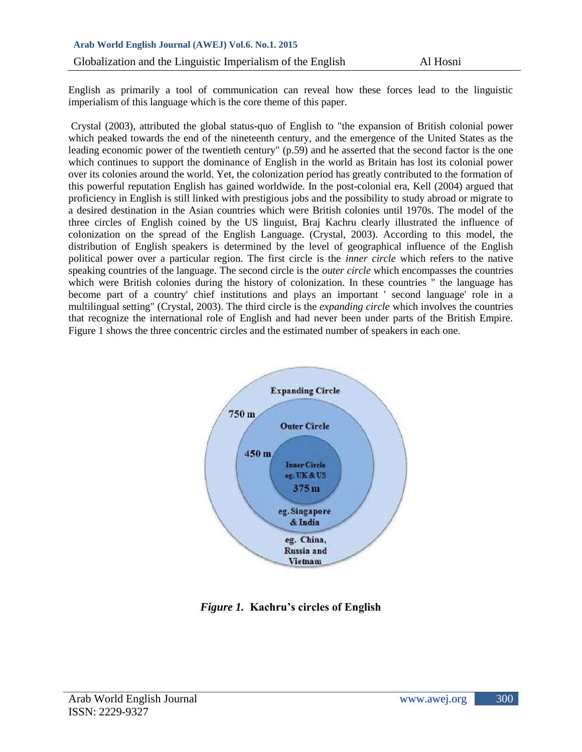English as primarily a tool of communication can reveal how these forces lead to the linguistic imperialism of this language which is the core theme of this paper.

Crystal (2003), attributed the global status-quo of English to "the expansion of British colonial power which peaked towards the end of the nineteenth century, and the emergence of the United States as the leading economic power of the twentieth century" (p.59) and he asserted that the second factor is the one which continues to support the dominance of English in the world as Britain has lost its colonial power over its colonies around the world. Yet, the colonization period has greatly contributed to the formation of this powerful reputation English has gained worldwide. In the post-colonial era, Kell (2004) argued that proficiency in English is still linked with prestigious jobs and the possibility to study abroad or migrate to a desired destination in the Asian countries which were British colonies until 1970s. The model of the three circles of English coined by the US linguist, Braj Kachru clearly illustrated the influence of colonization on the spread of the English Language. (Crystal, 2003). According to this model, the distribution of English speakers is determined by the level of geographical influence of the English political power over a particular region. The first circle is the *inner circle* which refers to the native speaking countries of the language. The second circle is the *outer circle* which encompasses the countries which were British colonies during the history of colonization. In these countries " the language has become part of a country' chief institutions and plays an important ' second language' role in a multilingual setting" (Crystal, 2003). The third circle is the *expanding circle* which involves the countries that recognize the international role of English and had never been under parts of the British Empire. Figure 1 shows the three concentric circles and the estimated number of speakers in each one.

*Figure 1.* **Kachru's circles of English**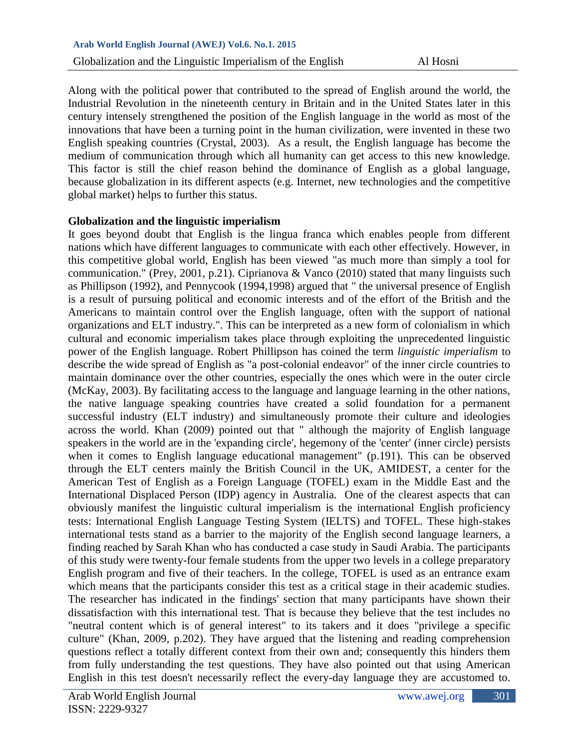Along with the political power that contributed to the spread of English around the world, the Industrial Revolution in the nineteenth century in Britain and in the United States later in this century intensely strengthened the position of the English language in the world as most of the innovations that have been a turning point in the human civilization, were invented in these two English speaking countries (Crystal, 2003). As a result, the English language has become the medium of communication through which all humanity can get access to this new knowledge. This factor is still the chief reason behind the dominance of English as a global language, because globalization in its different aspects (e.g. Internet, new technologies and the competitive global market) helps to further this status.

**Globalization and the linguistic imperialism**

It goes beyond doubt that English is the lingua franca which enables people from different nations which have different languages to communicate with each other effectively. However, in this competitive global world, English has been viewed "as much more than simply a tool for communication." (Prey, 2001, p.21). Ciprianova & Vanco (2010) stated that many linguists such as Phillipson (1992), and Pennycook (1994,1998) argued that " the universal presence of English is a result of pursuing political and economic interests and of the effort of the British and the Americans to maintain control over the English language, often with the support of national organizations and ELT industry.". This can be interpreted as a new form of colonialism in which cultural and economic imperialism takes place through exploiting the unprecedented linguistic power of the English language. Robert Phillipson has coined the term *linguistic imperialism* to describe the wide spread of English as "a post-colonial endeavor" of the inner circle countries to maintain dominance over the other countries, especially the ones which were in the outer circle (McKay, 2003). By facilitating access to the language and language learning in the other nations, the native language speaking countries have created a solid foundation for a permanent successful industry (ELT industry) and simultaneously promote their culture and ideologies across the world. Khan (2009) pointed out that " although the majority of English language speakers in the world are in the 'expanding circle', hegemony of the 'center' (inner circle) persists when it comes to English language educational management" (p.191). This can be observed through the ELT centers mainly the British Council in the UK, AMIDEST, a center for the American Test of English as a Foreign Language (TOFEL) exam in the Middle East and the International Displaced Person (IDP) agency in Australia. One of the clearest aspects that can obviously manifest the linguistic cultural imperialism is the international English proficiency tests: International English Language Testing System (IELTS) and TOFEL. These high-stakes international tests stand as a barrier to the majority of the English second language learners, a finding reached by Sarah Khan who has conducted a case study in Saudi Arabia. The participants of this study were twenty-four female students from the upper two levels in a college preparatory English program and five of their teachers. In the college, TOFEL is used as an entrance exam which means that the participants consider this test as a critical stage in their academic studies. The researcher has indicated in the findings' section that many participants have shown their dissatisfaction with this international test. That is because they believe that the test includes no "neutral content which is of general interest" to its takers and it does "privilege a specific culture" (Khan, 2009, p.202). They have argued that the listening and reading comprehension questions reflect a totally different context from their own and; consequently this hinders them from fully understanding the test questions. They have also pointed out that using American English in this test doesn't necessarily reflect the every-day language they are accustomed to.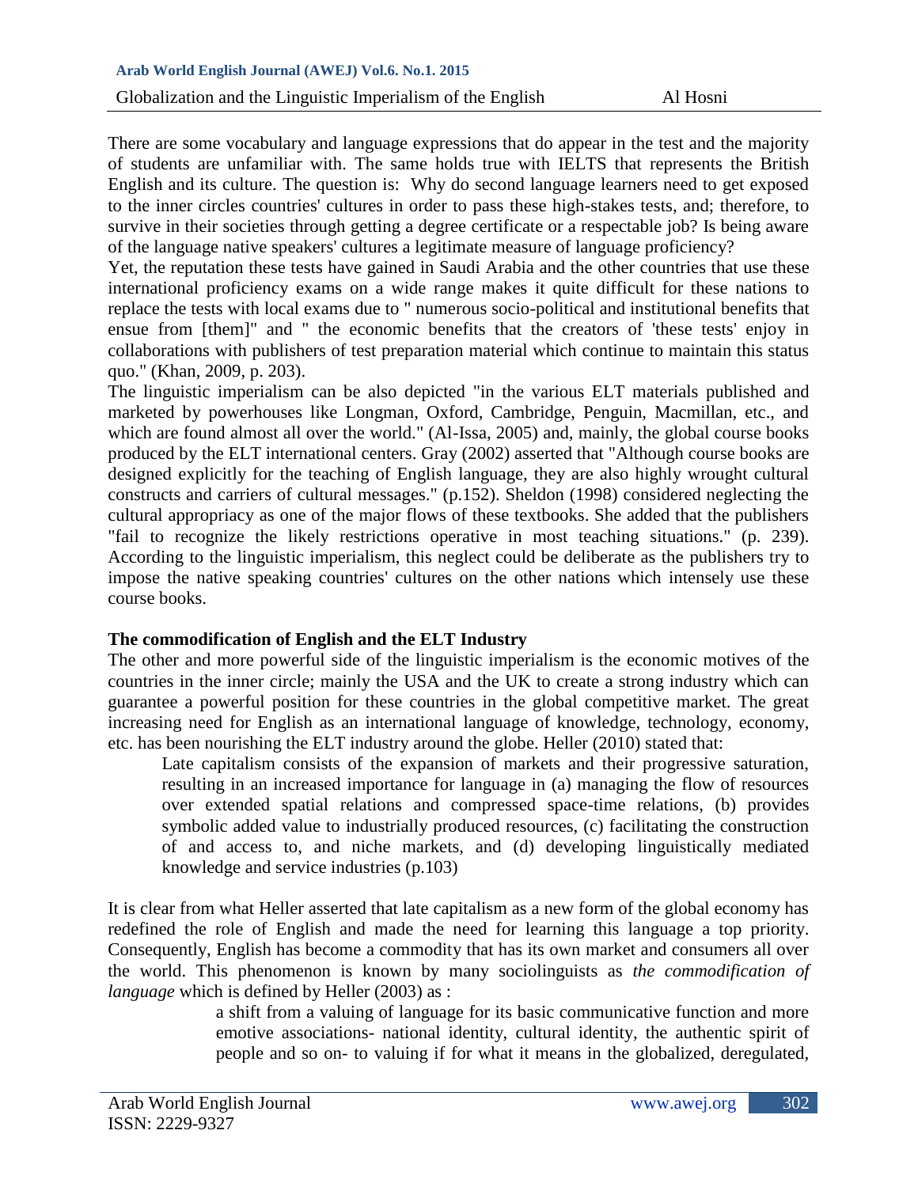There are some vocabulary and language expressions that do appear in the test and the majority of students are unfamiliar with. The same holds true with IELTS that represents the British English and its culture. The question is: Why do second language learners need to get exposed to the inner circles countries' cultures in order to pass these high-stakes tests, and; therefore, to survive in their societies through getting a degree certificate or a respectable job? Is being aware of the language native speakers' cultures a legitimate measure of language proficiency?

Yet, the reputation these tests have gained in Saudi Arabia and the other countries that use these international proficiency exams on a wide range makes it quite difficult for these nations to replace the tests with local exams due to " numerous socio-political and institutional benefits that ensue from [them]" and " the economic benefits that the creators of 'these tests' enjoy in collaborations with publishers of test preparation material which continue to maintain this status quo." (Khan, 2009, p. 203).

The linguistic imperialism can be also depicted "in the various ELT materials published and marketed by powerhouses like Longman, Oxford, Cambridge, Penguin, Macmillan, etc., and which are found almost all over the world." (Al-Issa, 2005) and, mainly, the global course books produced by the ELT international centers. Gray (2002) asserted that "Although course books are designed explicitly for the teaching of English language, they are also highly wrought cultural constructs and carriers of cultural messages." (p.152). Sheldon (1998) considered neglecting the cultural appropriacy as one of the major flows of these textbooks. She added that the publishers "fail to recognize the likely restrictions operative in most teaching situations." (p. 239). According to the linguistic imperialism, this neglect could be deliberate as the publishers try to impose the native speaking countries' cultures on the other nations which intensely use these course books.

**The commodification of English and the ELT Industry**

The other and more powerful side of the linguistic imperialism is the economic motives of the countries in the inner circle; mainly the USA and the UK to create a strong industry which can guarantee a powerful position for these countries in the global competitive market. The great increasing need for English as an international language of knowledge, technology, economy, etc. has been nourishing the ELT industry around the globe. Heller (2010) stated that:

> Late capitalism consists of the expansion of markets and their progressive saturation, resulting in an increased importance for language in (a) managing the flow of resources over extended spatial relations and compressed space-time relations, (b) provides symbolic added value to industrially produced resources, (c) facilitating the construction of and access to, and niche markets, and (d) developing linguistically mediated knowledge and service industries (p.103)

It is clear from what Heller asserted that late capitalism as a new form of the global economy has redefined the role of English and made the need for learning this language a top priority. Consequently, English has become a commodity that has its own market and consumers all over the world. This phenomenon is known by many sociolinguists as *the commodification of language* which is defined by Heller (2003) as :

> a shift from a valuing of language for its basic communicative function and more emotive associations- national identity, cultural identity, the authentic spirit of people and so on- to valuing if for what it means in the globalized, deregulated,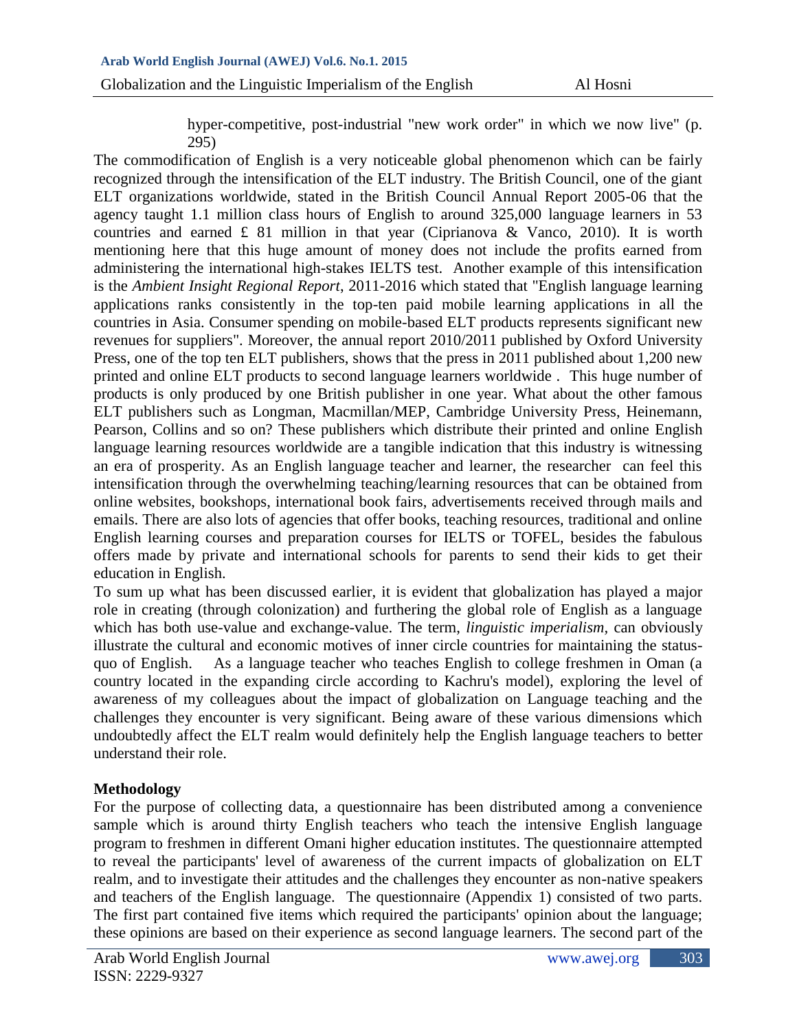> hyper-competitive, post-industrial "new work order" in which we now live" (p. 295)

The commodification of English is a very noticeable global phenomenon which can be fairly recognized through the intensification of the ELT industry. The British Council, one of the giant ELT organizations worldwide, stated in the British Council Annual Report 2005-06 that the agency taught 1.1 million class hours of English to around 325,000 language learners in 53 countries and earned £ 81 million in that year (Ciprianova & Vanco, 2010). It is worth mentioning here that this huge amount of money does not include the profits earned from administering the international high-stakes IELTS test. Another example of this intensification is the *Ambient Insight Regional Report*, 2011-2016 which stated that "English language learning applications ranks consistently in the top-ten paid mobile learning applications in all the countries in Asia. Consumer spending on mobile-based ELT products represents significant new revenues for suppliers". Moreover, the annual report 2010/2011 published by Oxford University Press, one of the top ten ELT publishers, shows that the press in 2011 published about 1,200 new printed and online ELT products to second language learners worldwide . This huge number of products is only produced by one British publisher in one year. What about the other famous ELT publishers such as Longman, Macmillan/MEP, Cambridge University Press, Heinemann, Pearson, Collins and so on? These publishers which distribute their printed and online English language learning resources worldwide are a tangible indication that this industry is witnessing an era of prosperity. As an English language teacher and learner, the researcher can feel this intensification through the overwhelming teaching/learning resources that can be obtained from online websites, bookshops, international book fairs, advertisements received through mails and emails. There are also lots of agencies that offer books, teaching resources, traditional and online English learning courses and preparation courses for IELTS or TOFEL, besides the fabulous offers made by private and international schools for parents to send their kids to get their education in English.

To sum up what has been discussed earlier, it is evident that globalization has played a major role in creating (through colonization) and furthering the global role of English as a language which has both use-value and exchange-value. The term, *linguistic imperialism*, can obviously illustrate the cultural and economic motives of inner circle countries for maintaining the status-quo of English. As a language teacher who teaches English to college freshmen in Oman (a country located in the expanding circle according to Kachru's model), exploring the level of awareness of my colleagues about the impact of globalization on Language teaching and the challenges they encounter is very significant. Being aware of these various dimensions which undoubtedly affect the ELT realm would definitely help the English language teachers to better understand their role.

## Methodology

For the purpose of collecting data, a questionnaire has been distributed among a convenience sample which is around thirty English teachers who teach the intensive English language program to freshmen in different Omani higher education institutes. The questionnaire attempted to reveal the participants' level of awareness of the current impacts of globalization on ELT realm, and to investigate their attitudes and the challenges they encounter as non-native speakers and teachers of the English language. The questionnaire (Appendix 1) consisted of two parts. The first part contained five items which required the participants' opinion about the language; these opinions are based on their experience as second language learners. The second part of the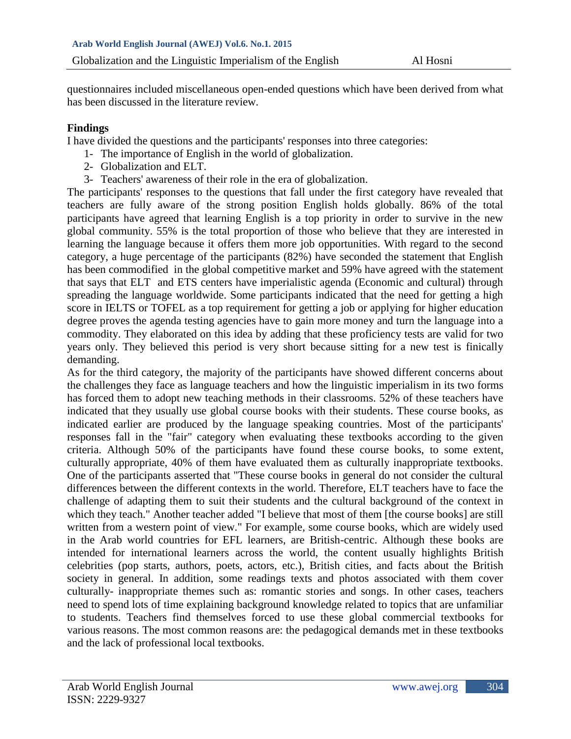questionnaires included miscellaneous open-ended questions which have been derived from what has been discussed in the literature review.

**Findings**

I have divided the questions and the participants' responses into three categories:

1- The importance of English in the world of globalization.
2- Globalization and ELT.
3- Teachers' awareness of their role in the era of globalization.

The participants' responses to the questions that fall under the first category have revealed that teachers are fully aware of the strong position English holds globally. 86% of the total participants have agreed that learning English is a top priority in order to survive in the new global community. 55% is the total proportion of those who believe that they are interested in learning the language because it offers them more job opportunities. With regard to the second category, a huge percentage of the participants (82%) have seconded the statement that English has been commodified in the global competitive market and 59% have agreed with the statement that says that ELT and ETS centers have imperialistic agenda (Economic and cultural) through spreading the language worldwide. Some participants indicated that the need for getting a high score in IELTS or TOFEL as a top requirement for getting a job or applying for higher education degree proves the agenda testing agencies have to gain more money and turn the language into a commodity. They elaborated on this idea by adding that these proficiency tests are valid for two years only. They believed this period is very short because sitting for a new test is finically demanding.

As for the third category, the majority of the participants have showed different concerns about the challenges they face as language teachers and how the linguistic imperialism in its two forms has forced them to adopt new teaching methods in their classrooms. 52% of these teachers have indicated that they usually use global course books with their students. These course books, as indicated earlier are produced by the language speaking countries. Most of the participants' responses fall in the "fair" category when evaluating these textbooks according to the given criteria. Although 50% of the participants have found these course books, to some extent, culturally appropriate, 40% of them have evaluated them as culturally inappropriate textbooks. One of the participants asserted that "These course books in general do not consider the cultural differences between the different contexts in the world. Therefore, ELT teachers have to face the challenge of adapting them to suit their students and the cultural background of the context in which they teach." Another teacher added "I believe that most of them [the course books] are still written from a western point of view." For example, some course books, which are widely used in the Arab world countries for EFL learners, are British-centric. Although these books are intended for international learners across the world, the content usually highlights British celebrities (pop starts, authors, poets, actors, etc.), British cities, and facts about the British society in general. In addition, some readings texts and photos associated with them cover culturally- inappropriate themes such as: romantic stories and songs. In other cases, teachers need to spend lots of time explaining background knowledge related to topics that are unfamiliar to students. Teachers find themselves forced to use these global commercial textbooks for various reasons. The most common reasons are: the pedagogical demands met in these textbooks and the lack of professional local textbooks.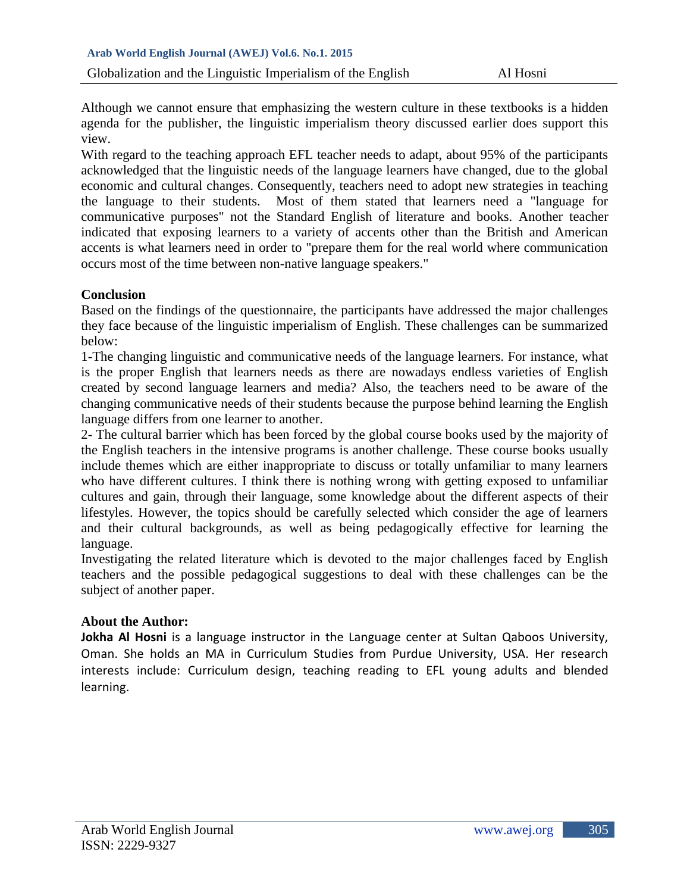Although we cannot ensure that emphasizing the western culture in these textbooks is a hidden agenda for the publisher, the linguistic imperialism theory discussed earlier does support this view.

With regard to the teaching approach EFL teacher needs to adapt, about 95% of the participants acknowledged that the linguistic needs of the language learners have changed, due to the global economic and cultural changes. Consequently, teachers need to adopt new strategies in teaching the language to their students. Most of them stated that learners need a "language for communicative purposes" not the Standard English of literature and books. Another teacher indicated that exposing learners to a variety of accents other than the British and American accents is what learners need in order to "prepare them for the real world where communication occurs most of the time between non-native language speakers."

**Conclusion**

Based on the findings of the questionnaire, the participants have addressed the major challenges they face because of the linguistic imperialism of English. These challenges can be summarized below:

1-The changing linguistic and communicative needs of the language learners. For instance, what is the proper English that learners needs as there are nowadays endless varieties of English created by second language learners and media? Also, the teachers need to be aware of the changing communicative needs of their students because the purpose behind learning the English language differs from one learner to another.

2- The cultural barrier which has been forced by the global course books used by the majority of the English teachers in the intensive programs is another challenge. These course books usually include themes which are either inappropriate to discuss or totally unfamiliar to many learners who have different cultures. I think there is nothing wrong with getting exposed to unfamiliar cultures and gain, through their language, some knowledge about the different aspects of their lifestyles. However, the topics should be carefully selected which consider the age of learners and their cultural backgrounds, as well as being pedagogically effective for learning the language.

Investigating the related literature which is devoted to the major challenges faced by English teachers and the possible pedagogical suggestions to deal with these challenges can be the subject of another paper.

**About the Author:**

**Jokha Al Hosni** is a language instructor in the Language center at Sultan Qaboos University, Oman. She holds an MA in Curriculum Studies from Purdue University, USA. Her research interests include: Curriculum design, teaching reading to EFL young adults and blended learning.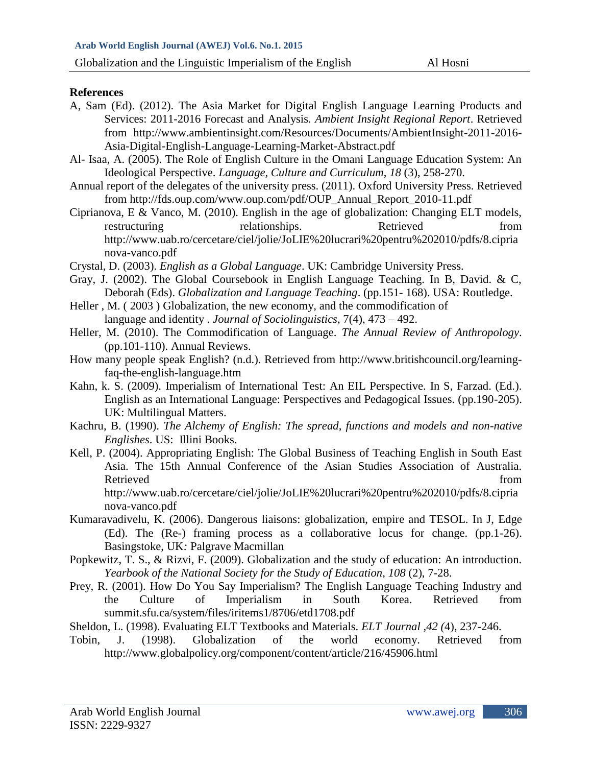**References**

A, Sam (Ed). (2012). The Asia Market for Digital English Language Learning Products and Services: 2011-2016 Forecast and Analysis. *Ambient Insight Regional Report*. Retrieved from http://www.ambientinsight.com/Resources/Documents/AmbientInsight-2011-2016-Asia-Digital-English-Language-Learning-Market-Abstract.pdf

Al- Isaa, A. (2005). The Role of English Culture in the Omani Language Education System: An Ideological Perspective. *Language, Culture and Curriculum*, *18* (3), 258-270.

Annual report of the delegates of the university press. (2011). Oxford University Press. Retrieved from http://fds.oup.com/www.oup.com/pdf/OUP_Annual_Report_2010-11.pdf

Ciprianova, E & Vanco, M. (2010). English in the age of globalization: Changing ELT models, restructuring relationships. Retrieved from http://www.uab.ro/cercetare/ciel/jolie/JoLIE%20lucrari%20pentru%202010/pdfs/8.ciprianova-vanco.pdf

Crystal, D. (2003). *English as a Global Language*. UK: Cambridge University Press.

Gray, J. (2002). The Global Coursebook in English Language Teaching. In B, David. & C, Deborah (Eds). *Globalization and Language Teaching*. (pp.151- 168). USA: Routledge.

Heller , M. ( 2003 ) Globalization, the new economy, and the commodification of language and identity . *Journal of Sociolinguistics*, 7(4), 473 – 492.

Heller, M. (2010). The Commodification of Language. *The Annual Review of Anthropology*. (pp.101-110). Annual Reviews.

How many people speak English? (n.d.). Retrieved from http://www.britishcouncil.org/learning-faq-the-english-language.htm

Kahn, k. S. (2009). Imperialism of International Test: An EIL Perspective. In S, Farzad. (Ed.). English as an International Language: Perspectives and Pedagogical Issues. (pp.190-205). UK: Multilingual Matters.

Kachru, B. (1990). *The Alchemy of English: The spread, functions and models and non-native Englishes*. US: Illini Books.

Kell, P. (2004). Appropriating English: The Global Business of Teaching English in South East Asia. The 15th Annual Conference of the Asian Studies Association of Australia. Retrieved from http://www.uab.ro/cercetare/ciel/jolie/JoLIE%20lucrari%20pentru%202010/pdfs/8.ciprianova-vanco.pdf

Kumaravadivelu, K. (2006). Dangerous liaisons: globalization, empire and TESOL. In J, Edge (Ed). The (Re-) framing process as a collaborative locus for change. (pp.1-26). Basingstoke, UK*:* Palgrave Macmillan

Popkewitz, T. S., & Rizvi, F. (2009). Globalization and the study of education: An introduction. *Yearbook of the National Society for the Study of Education*, *108* (2), 7-28.

Prey, R. (2001). How Do You Say Imperialism? The English Language Teaching Industry and the Culture of Imperialism in South Korea. Retrieved from summit.sfu.ca/system/files/iritems1/8706/etd1708.pdf

Sheldon, L. (1998). Evaluating ELT Textbooks and Materials. *ELT Journal ,42 (*4), 237-246.

Tobin, J. (1998). Globalization of the world economy. Retrieved from http://www.globalpolicy.org/component/content/article/216/45906.html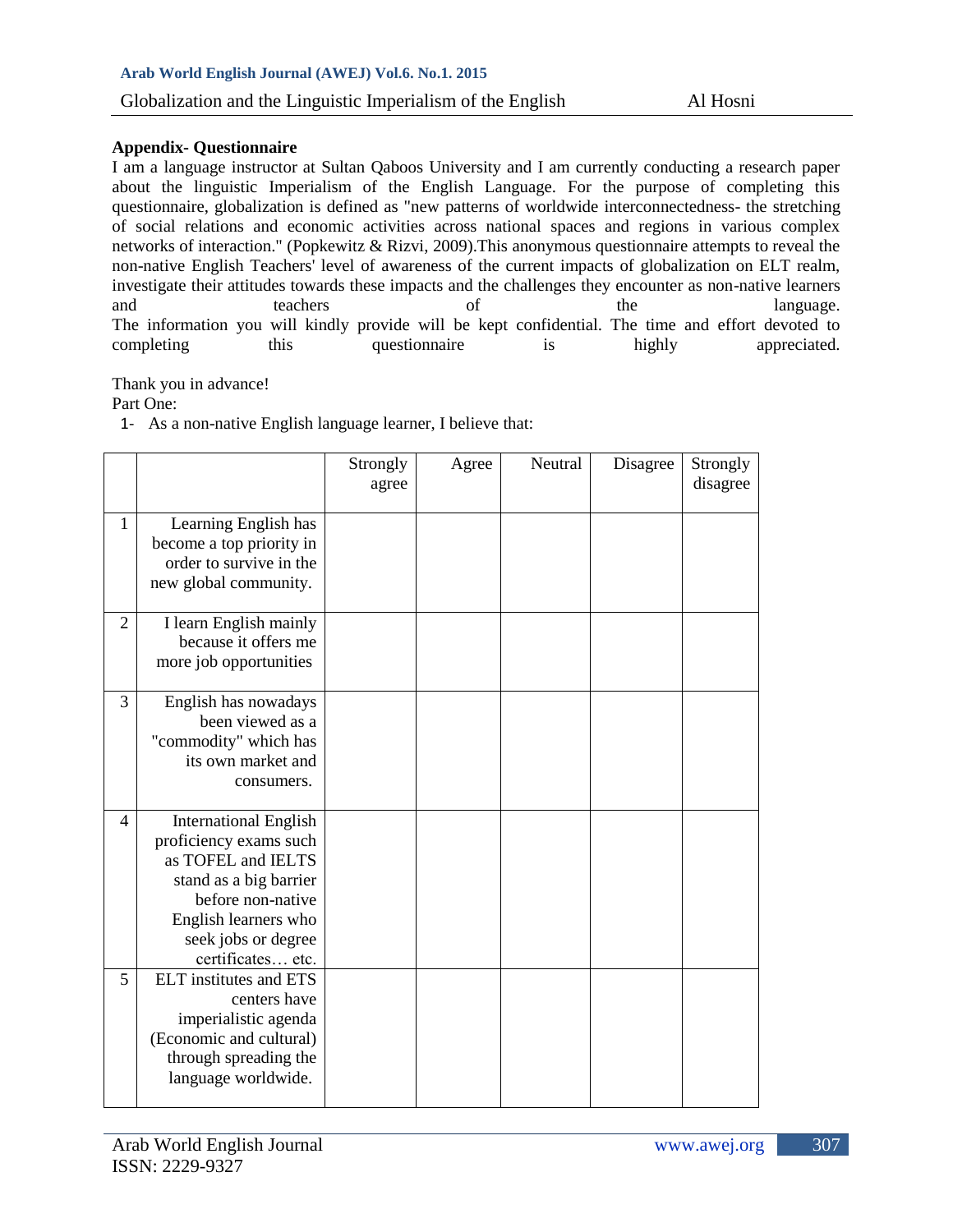## Appendix- Questionnaire

I am a language instructor at Sultan Qaboos University and I am currently conducting a research paper about the linguistic Imperialism of the English Language. For the purpose of completing this questionnaire, globalization is defined as "new patterns of worldwide interconnectedness- the stretching of social relations and economic activities across national spaces and regions in various complex networks of interaction." (Popkewitz & Rizvi, 2009).This anonymous questionnaire attempts to reveal the non-native English Teachers' level of awareness of the current impacts of globalization on ELT realm, investigate their attitudes towards these impacts and the challenges they encounter as non-native learners and teachers of the language.
The information you will kindly provide will be kept confidential. The time and effort devoted to completing this questionnaire is highly appreciated.

Thank you in advance!

Part One:

1- As a non-native English language learner, I believe that:

| | | Strongly agree | Agree | Neutral | Disagree | Strongly disagree |
|---|---|---|---|---|---|---|
| 1 | Learning English has become a top priority in order to survive in the new global community. | | | | | |
| 2 | I learn English mainly because it offers me more job opportunities | | | | | |
| 3 | English has nowadays been viewed as a "commodity" which has its own market and consumers. | | | | | |
| 4 | International English proficiency exams such as TOFEL and IELTS stand as a big barrier before non-native English learners who seek jobs or degree certificates… etc. | | | | | |
| 5 | ELT institutes and ETS centers have imperialistic agenda (Economic and cultural) through spreading the language worldwide. | | | | | |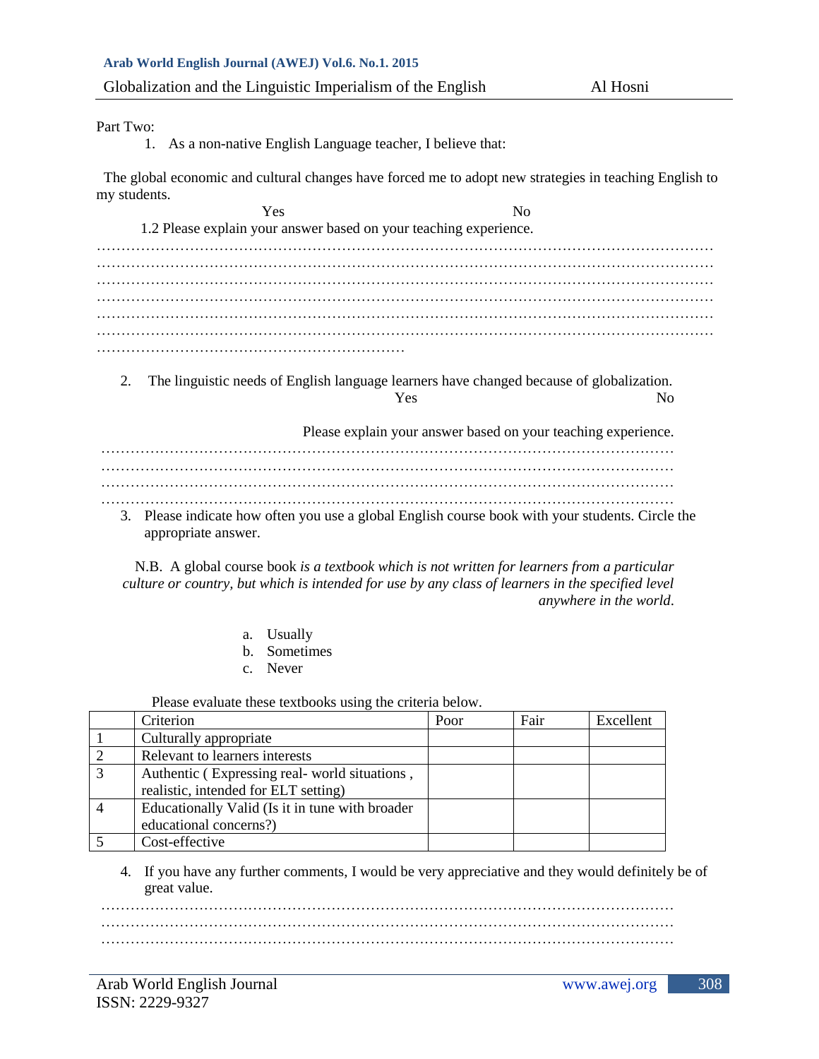Part Two:

1. As a non-native English Language teacher, I believe that:

The global economic and cultural changes have forced me to adopt new strategies in teaching English to my students.

Yes No

1.2 Please explain your answer based on your teaching experience.

…………………………………………………………………………………………………………………
…………………………………………………………………………………………………………………
…………………………………………………………………………………………………………………
…………………………………………………………………………………………………………………
…………………………………………………………………………………………………………………
…………………………………………………………………………………………………………………
………………………………………………………

2. The linguistic needs of English language learners have changed because of globalization.

Yes No

Please explain your answer based on your teaching experience.

……………………………………………………………………………………………………………
……………………………………………………………………………………………………………
……………………………………………………………………………………………………………
……………………………………………………………………………………………………………

3. Please indicate how often you use a global English course book with your students. Circle the appropriate answer.

N.B. A global course book *is a textbook which is not written for learners from a particular culture or country, but which is intended for use by any class of learners in the specified level anywhere in the world*.

a. Usually
b. Sometimes
c. Never

Please evaluate these textbooks using the criteria below.

| | Criterion | Poor | Fair | Excellent |
|---|---|---|---|---|
| 1 | Culturally appropriate | | | |
| 2 | Relevant to learners interests | | | |
| 3 | Authentic ( Expressing real- world situations , realistic, intended for ELT setting) | | | |
| 4 | Educationally Valid (Is it in tune with broader educational concerns?) | | | |
| 5 | Cost-effective | | | |

4. If you have any further comments, I would be very appreciative and they would definitely be of great value.

……………………………………………………………………………………………………………
……………………………………………………………………………………………………………
……………………………………………………………………………………………………………